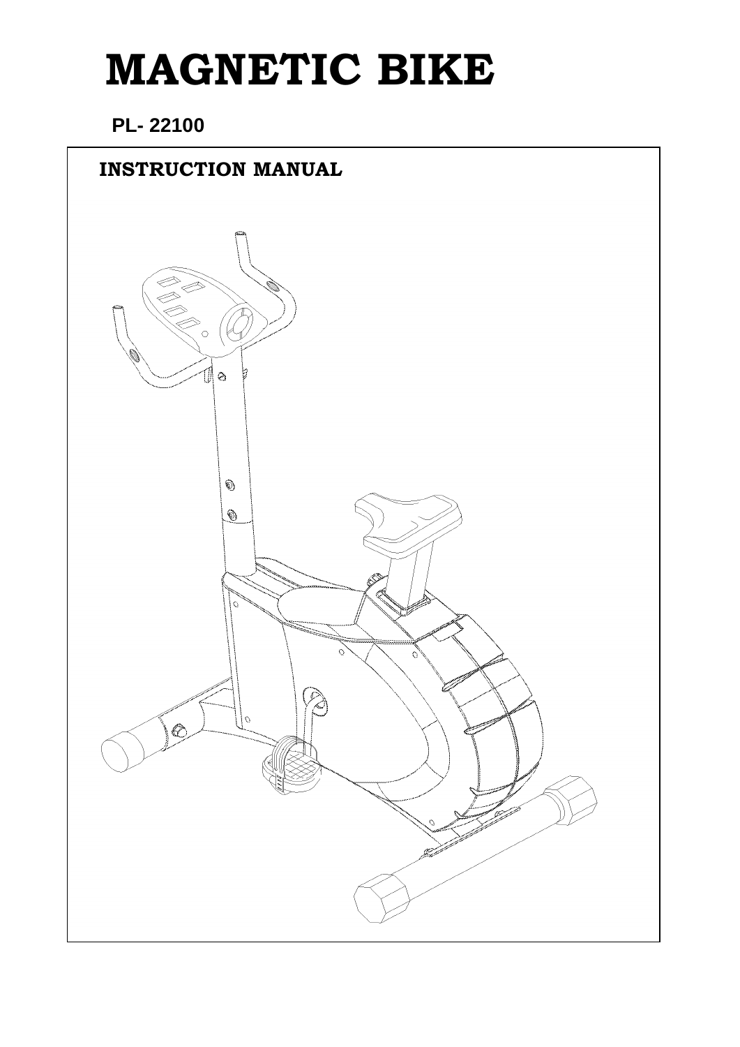# MAGNETIC BIKE

**PL- 22100**

## INSTRUCTION MANUAL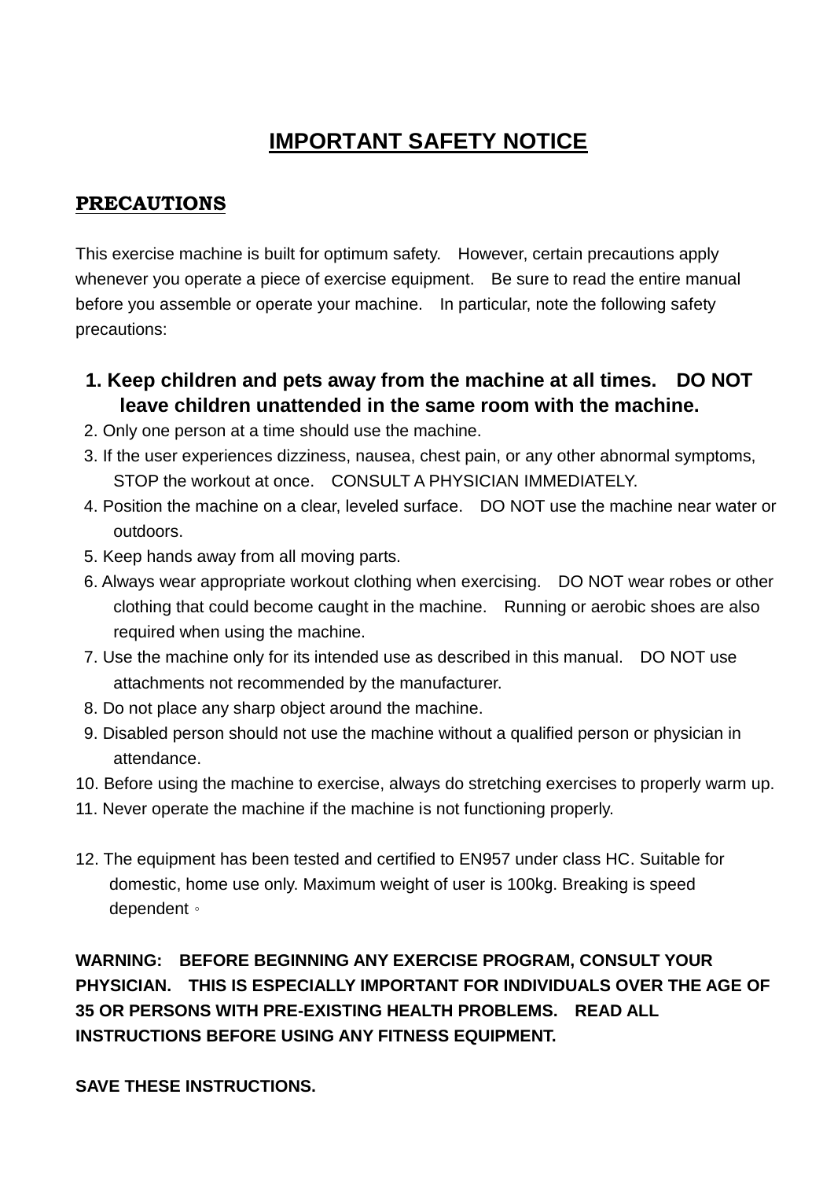# IMPORTANT SAFETY NOTICE

## PRECAUTIONS

This exercise machine is built for optimum safety. However, certain precautions apply whenever you operate a piece of exercise equipment. Be sure to read the entire manual before you assemble or operate your machine. In particular, note the following safety precautions:

1. **Keep children and pets away from the machine at all times. DO NOT leave children unattended in the same room with the machine.**
2. Only one person at a time should use the machine.
3. If the user experiences dizziness, nausea, chest pain, or any other abnormal symptoms, STOP the workout at once. CONSULT A PHYSICIAN IMMEDIATELY.
4. Position the machine on a clear, leveled surface. DO NOT use the machine near water or outdoors.
5. Keep hands away from all moving parts.
6. Always wear appropriate workout clothing when exercising. DO NOT wear robes or other clothing that could become caught in the machine. Running or aerobic shoes are also required when using the machine.
7. Use the machine only for its intended use as described in this manual. DO NOT use attachments not recommended by the manufacturer.
8. Do not place any sharp object around the machine.
9. Disabled person should not use the machine without a qualified person or physician in attendance.
10. Before using the machine to exercise, always do stretching exercises to properly warm up.
11. Never operate the machine if the machine is not functioning properly.

12. The equipment has been tested and certified to EN957 under class HC. Suitable for domestic, home use only. Maximum weight of user is 100kg. Breaking is speed dependent。

**WARNING: BEFORE BEGINNING ANY EXERCISE PROGRAM, CONSULT YOUR PHYSICIAN. THIS IS ESPECIALLY IMPORTANT FOR INDIVIDUALS OVER THE AGE OF 35 OR PERSONS WITH PRE-EXISTING HEALTH PROBLEMS. READ ALL INSTRUCTIONS BEFORE USING ANY FITNESS EQUIPMENT.**

**SAVE THESE INSTRUCTIONS.**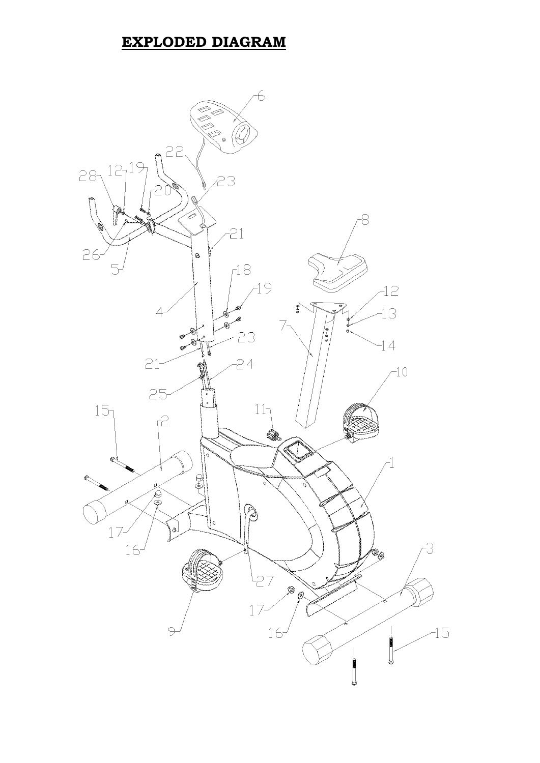## EXPLODED DIAGRAM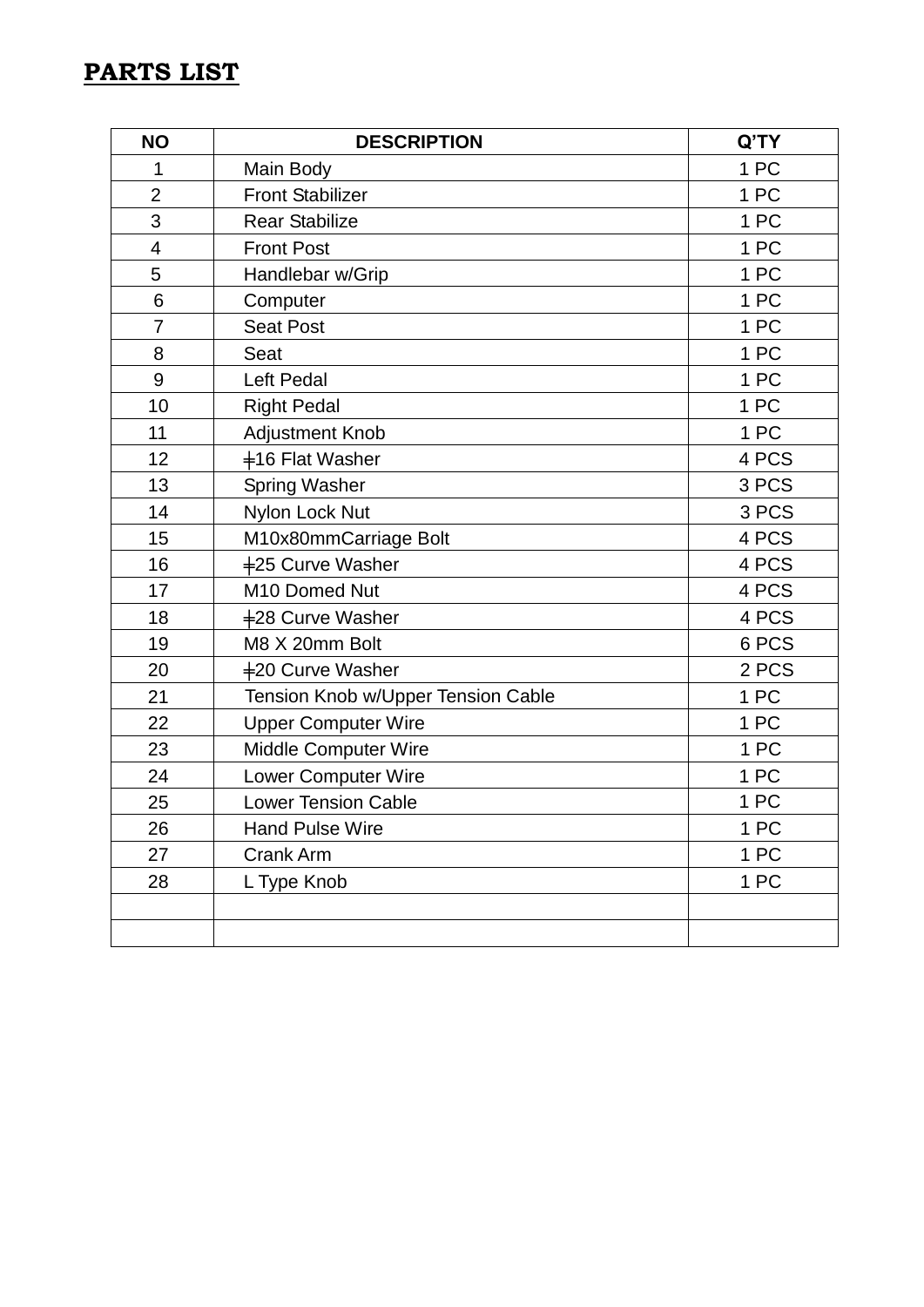## PARTS LIST

| NO | DESCRIPTION | Q'TY |
|---|---|---|
| 1 | Main Body | 1 PC |
| 2 | Front Stabilizer | 1 PC |
| 3 | Rear Stabilize | 1 PC |
| 4 | Front Post | 1 PC |
| 5 | Handlebar w/Grip | 1 PC |
| 6 | Computer | 1 PC |
| 7 | Seat Post | 1 PC |
| 8 | Seat | 1 PC |
| 9 | Left Pedal | 1 PC |
| 10 | Right Pedal | 1 PC |
| 11 | Adjustment Knob | 1 PC |
| 12 | ╪16 Flat Washer | 4 PCS |
| 13 | Spring Washer | 3 PCS |
| 14 | Nylon Lock Nut | 3 PCS |
| 15 | M10x80mmCarriage Bolt | 4 PCS |
| 16 | ╪25 Curve Washer | 4 PCS |
| 17 | M10 Domed Nut | 4 PCS |
| 18 | ╪28 Curve Washer | 4 PCS |
| 19 | M8 X 20mm Bolt | 6 PCS |
| 20 | ╪20 Curve Washer | 2 PCS |
| 21 | Tension Knob w/Upper Tension Cable | 1 PC |
| 22 | Upper Computer Wire | 1 PC |
| 23 | Middle Computer Wire | 1 PC |
| 24 | Lower Computer Wire | 1 PC |
| 25 | Lower Tension Cable | 1 PC |
| 26 | Hand Pulse Wire | 1 PC |
| 27 | Crank Arm | 1 PC |
| 28 | L Type Knob | 1 PC |
| | | |
| | | |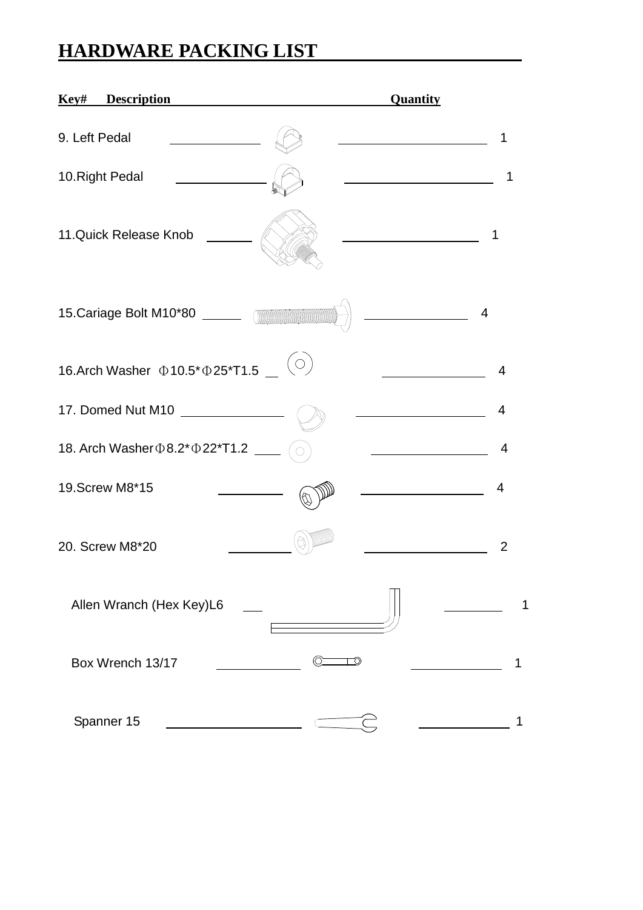# HARDWARE PACKING LIST

| Key# Description | Quantity |
| --- | --- |
| 9. Left Pedal | 1 |
| 10.Right Pedal | 1 |
| 11.Quick Release Knob | 1 |
| 15.Cariage Bolt M10*80 | 4 |
| 16.Arch Washer Φ10.5*Φ25*T1.5 | 4 |
| 17. Domed Nut M10 | 4 |
| 18. Arch Washer Φ8.2*Φ22*T1.2 | 4 |
| 19.Screw M8*15 | 4 |
| 20. Screw M8*20 | 2 |
| Allen Wranch (Hex Key)L6 | 1 |
| Box Wrench 13/17 | 1 |
| Spanner 15 | 1 |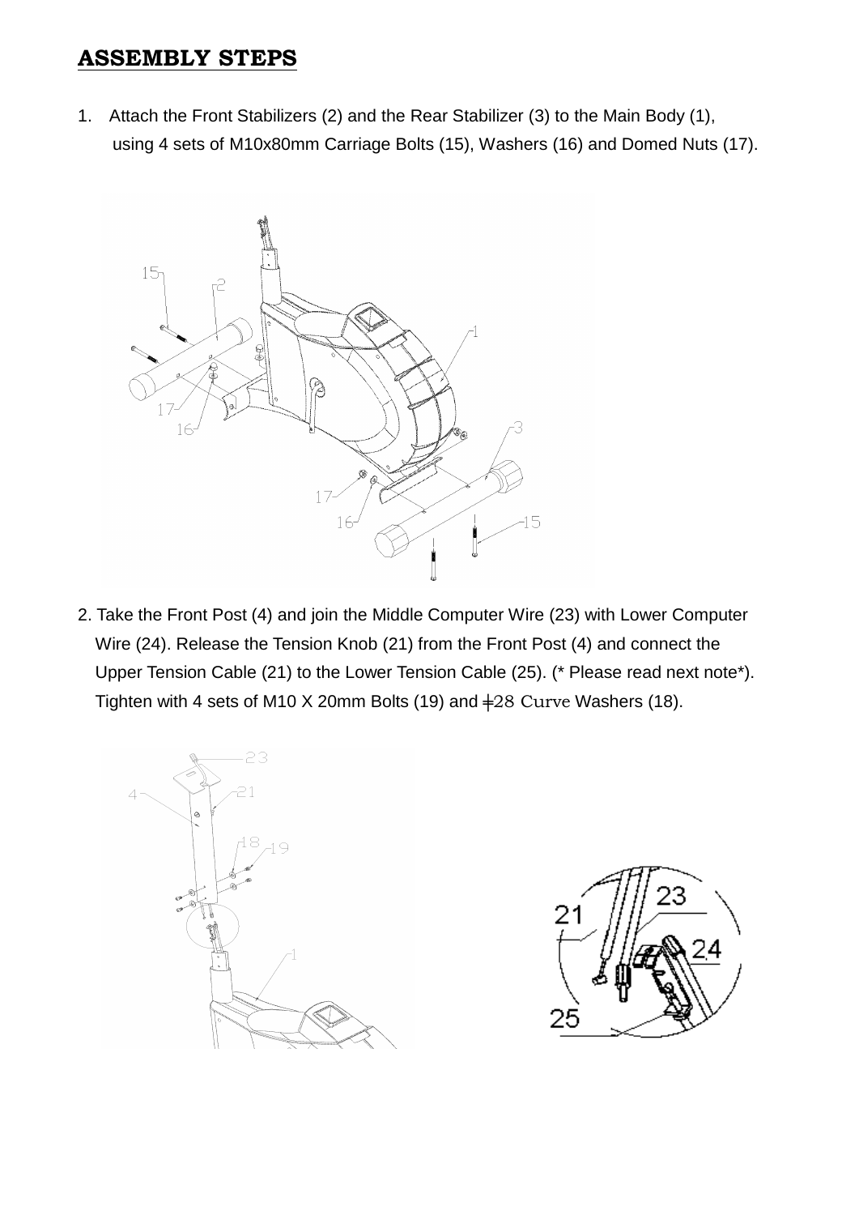# ASSEMBLY STEPS

1. Attach the Front Stabilizers (2) and the Rear Stabilizer (3) to the Main Body (1), using 4 sets of M10x80mm Carriage Bolts (15), Washers (16) and Domed Nuts (17).

2. Take the Front Post (4) and join the Middle Computer Wire (23) with Lower Computer Wire (24). Release the Tension Knob (21) from the Front Post (4) and connect the Upper Tension Cable (21) to the Lower Tension Cable (25). (* Please read next note*). Tighten with 4 sets of M10 X 20mm Bolts (19) and ╪28 Curve Washers (18).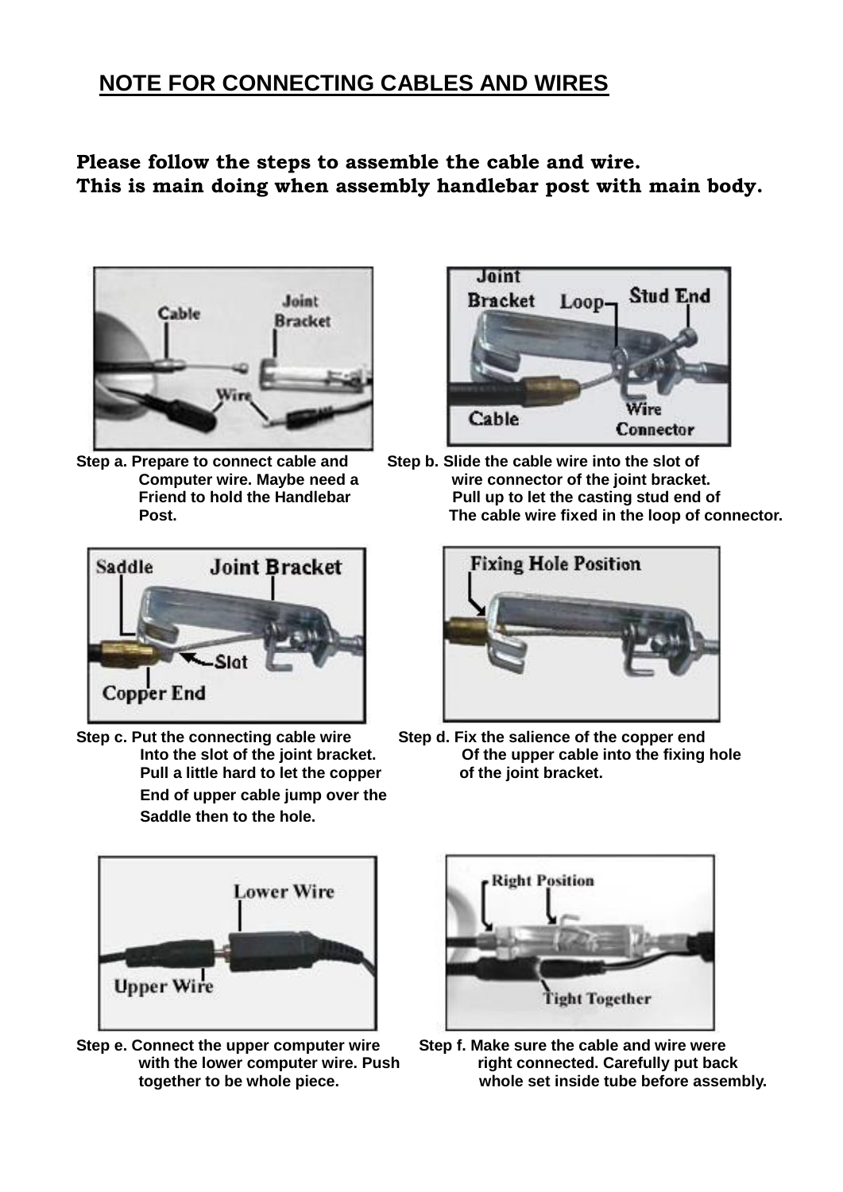## NOTE FOR CONNECTING CABLES AND WIRES

**Please follow the steps to assemble the cable and wire.**
**This is main doing when assembly handlebar post with main body.**

**Step a.** Prepare to connect cable and Computer wire. Maybe need a Friend to hold the Handlebar Post.

**Step b.** Slide the cable wire into the slot of wire connector of the joint bracket. Pull up to let the casting stud end of The cable wire fixed in the loop of connector.

**Step c.** Put the connecting cable wire Into the slot of the joint bracket. Pull a little hard to let the copper End of upper cable jump over the Saddle then to the hole.

**Step d.** Fix the salience of the copper end Of the upper cable into the fixing hole of the joint bracket.

**Step e.** Connect the upper computer wire with the lower computer wire. Push together to be whole piece.

**Step f.** Make sure the cable and wire were right connected. Carefully put back whole set inside tube before assembly.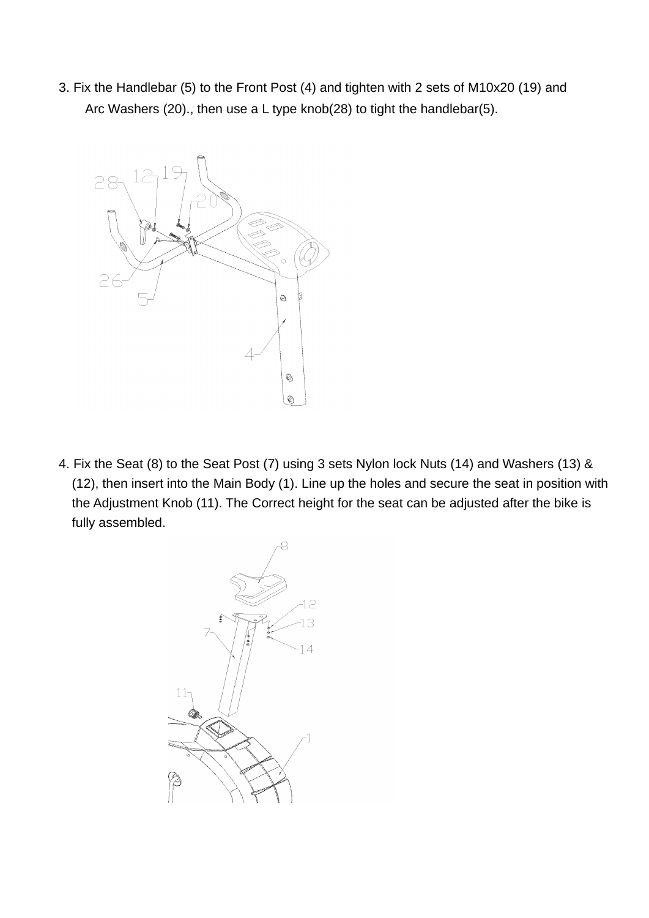3. Fix the Handlebar (5) to the Front Post (4) and tighten with 2 sets of M10x20 (19) and Arc Washers (20)., then use a L type knob(28) to tight the handlebar(5).

4. Fix the Seat (8) to the Seat Post (7) using 3 sets Nylon lock Nuts (14) and Washers (13) & (12), then insert into the Main Body (1). Line up the holes and secure the seat in position with the Adjustment Knob (11). The Correct height for the seat can be adjusted after the bike is fully assembled.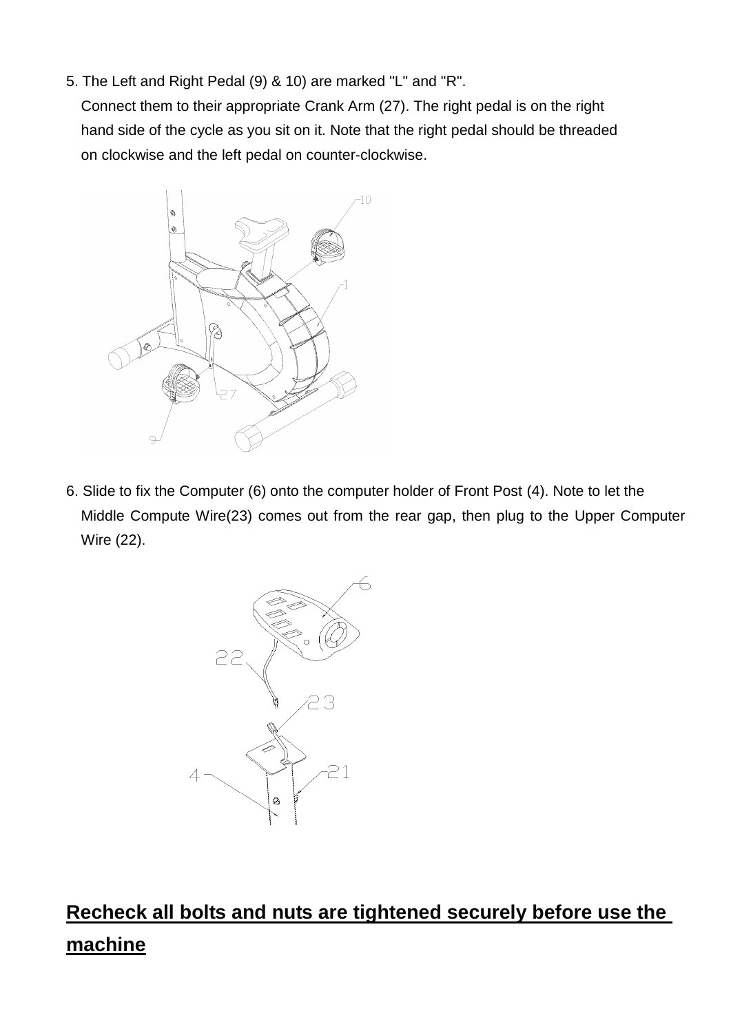5. The Left and Right Pedal (9) & 10) are marked "L" and "R".
   Connect them to their appropriate Crank Arm (27). The right pedal is on the right hand side of the cycle as you sit on it. Note that the right pedal should be threaded on clockwise and the left pedal on counter-clockwise.

10
1
27
9

6. Slide to fix the Computer (6) onto the computer holder of Front Post (4). Note to let the Middle Compute Wire(23) comes out from the rear gap, then plug to the Upper Computer Wire (22).

6
22
23
4
21

**<u>Recheck all bolts and nuts are tightened securely before use the machine</u>**